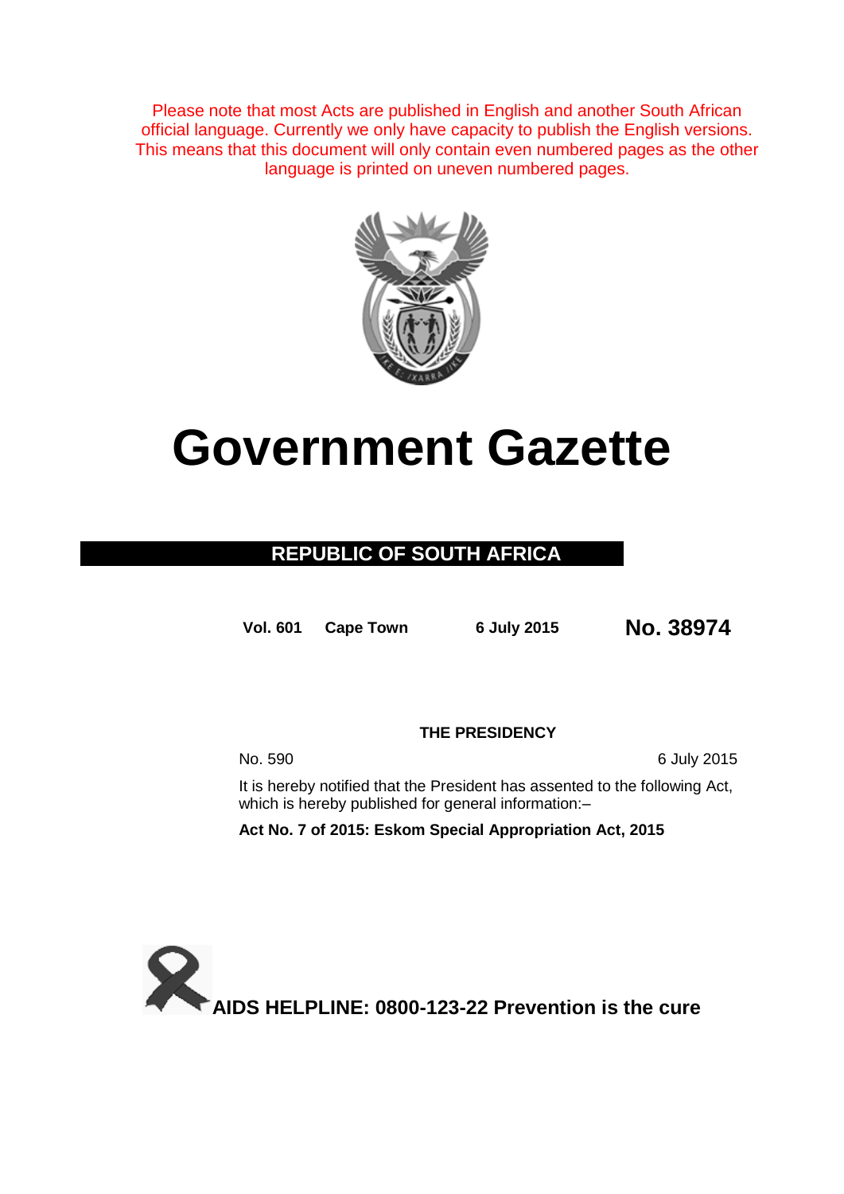Please note that most Acts are published in English and another South African official language. Currently we only have capacity to publish the English versions. This means that this document will only contain even numbered pages as the other language is printed on uneven numbered pages.

# Government Gazette

## REPUBLIC OF SOUTH AFRICA

**Vol. 601** **Cape Town** **6 July 2015** **No. 38974**

### THE PRESIDENCY

No. 590 6 July 2015

It is hereby notified that the President has assented to the following Act, which is hereby published for general information:–

**Act No. 7 of 2015: Eskom Special Appropriation Act, 2015**

**AIDS HELPLINE: 0800-123-22 Prevention is the cure**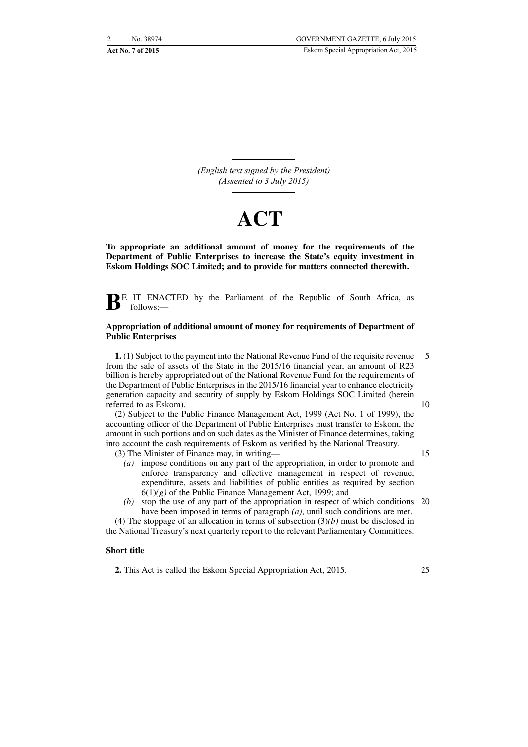*(English text signed by the President)*
*(Assented to 3 July 2015)*

# ACT

**To appropriate an additional amount of money for the requirements of the Department of Public Enterprises to increase the State's equity investment in Eskom Holdings SOC Limited; and to provide for matters connected therewith.**

BE IT ENACTED by the Parliament of the Republic of South Africa, as follows:—

### Appropriation of additional amount of money for requirements of Department of Public Enterprises

**1.** (1) Subject to the payment into the National Revenue Fund of the requisite revenue from the sale of assets of the State in the 2015/16 financial year, an amount of R23 billion is hereby appropriated out of the National Revenue Fund for the requirements of the Department of Public Enterprises in the 2015/16 financial year to enhance electricity generation capacity and security of supply by Eskom Holdings SOC Limited (herein referred to as Eskom).

(2) Subject to the Public Finance Management Act, 1999 (Act No. 1 of 1999), the accounting officer of the Department of Public Enterprises must transfer to Eskom, the amount in such portions and on such dates as the Minister of Finance determines, taking into account the cash requirements of Eskom as verified by the National Treasury.

(3) The Minister of Finance may, in writing—

*(a)* impose conditions on any part of the appropriation, in order to promote and enforce transparency and effective management in respect of revenue, expenditure, assets and liabilities of public entities as required by section 6(1)*(g)* of the Public Finance Management Act, 1999; and

*(b)* stop the use of any part of the appropriation in respect of which conditions have been imposed in terms of paragraph *(a)*, until such conditions are met.

(4) The stoppage of an allocation in terms of subsection (3)*(b)* must be disclosed in the National Treasury's next quarterly report to the relevant Parliamentary Committees.

### Short title

**2.** This Act is called the Eskom Special Appropriation Act, 2015.